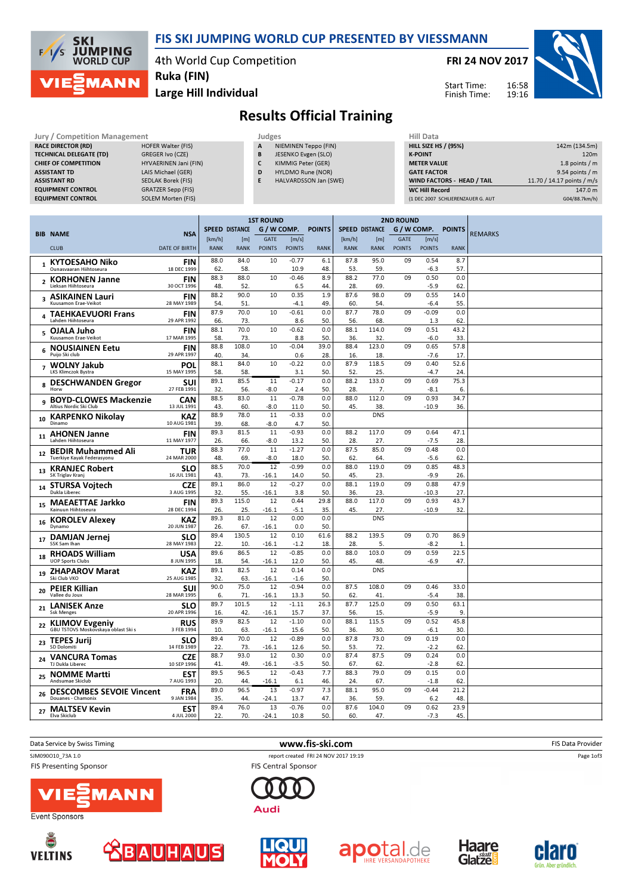# FIS SKI JUMPING WORLD CUP PRESENTED BY VIESSMANN

4th World Cup Competition
Ruka (FIN)
Large Hill Individual

FRI 24 NOV 2017

Start Time: 16:58
Finish Time: 19:16

## Results Official Training

| Jury / Competition Management | |
|---|---|
| RACE DIRECTOR (RD) | HOFER Walter (FIS) |
| TECHNICAL DELEGATE (TD) | GREGER Ivo (CZE) |
| CHIEF OF COMPETITION | HYVAERINEN Jani (FIN) |
| ASSISTANT TD | LAIS Michael (GER) |
| ASSISTANT RD | SEDLAK Borek (FIS) |
| EQUIPMENT CONTROL | GRATZER Sepp (FIS) |
| EQUIPMENT CONTROL | SOLEM Morten (FIS) |

| Judges | |
|---|---|
| A | NIEMINEN Teppo (FIN) |
| B | JESENKO Evgen (SLO) |
| C | KIMMIG Peter (GER) |
| D | HYLDMO Rune (NOR) |
| E | HALVARDSSON Jan (SWE) |

| Hill Data | |
|---|---|
| HILL SIZE HS / (95%) | 142m (134.5m) |
| K-POINT | 120m |
| METER VALUE | 1.8 points / m |
| GATE FACTOR | 9.54 points / m |
| WIND FACTORS - HEAD / TAIL | 11.70 / 14.17 points / m/s |
| WC Hill Record | 147.0 m |
| (1 DEC 2007 SCHLIERENZAUER G. AUT | G04/88.7km/h) |

| BIB | NAME / CLUB | NSA / DATE OF BIRTH | 1st Speed [km/h] / RANK | 1st Distance [m] / RANK | 1st GATE / GATE POINTS | 1st [m/s] / POINTS | 1st POINTS / RANK | 2nd Speed [km/h] / RANK | 2nd Distance [m] / RANK | 2nd GATE / GATE POINTS | 2nd [m/s] / POINTS | 2nd POINTS / RANK | REMARKS |
|---|---|---|---|---|---|---|---|---|---|---|---|---|---|
| 1 | KYTOESAHO Niko<br>Ounasvaaran Hiihtoseura | FIN<br>18 DEC 1999 | 88.0<br>62. | 84.0<br>58. | 10 | -0.77<br>10.9 | 6.1<br>48. | 87.8<br>53. | 95.0<br>59. | 09 | 0.54<br>-6.3 | 8.7<br>57. | |
| 2 | KORHONEN Janne<br>Lieksan Hiihtoseura | FIN<br>30 OCT 1996 | 88.3<br>48. | 88.0<br>52. | 10 | -0.46<br>6.5 | 8.9<br>44. | 88.2<br>28. | 77.0<br>69. | 09 | 0.50<br>-5.9 | 0.0<br>62. | |
| 3 | ASIKAINEN Lauri<br>Kuusamon Erae-Veikot | FIN<br>28 MAY 1989 | 88.2<br>54. | 90.0<br>51. | 10 | 0.35<br>-4.1 | 1.9<br>49. | 87.6<br>60. | 98.0<br>54. | 09 | 0.55<br>-6.4 | 14.0<br>55. | |
| 4 | TAEHKAEVUORI Frans<br>Lahden Hiihtoseura | FIN<br>29 APR 1992 | 87.9<br>66. | 70.0<br>73. | 10 | -0.61<br>8.6 | 0.0<br>50. | 87.7<br>56. | 78.0<br>68. | 09 | -0.09<br>1.3 | 0.0<br>62. | |
| 5 | OJALA Juho<br>Kuusamon Erae-Veikot | FIN<br>17 MAR 1995 | 88.1<br>58. | 70.0<br>73. | 10 | -0.62<br>8.8 | 0.0<br>50. | 88.1<br>36. | 114.0<br>32. | 09 | 0.51<br>-6.0 | 43.2<br>33. | |
| 6 | NOUSIAINEN Eetu<br>Puijo Ski club | FIN<br>29 APR 1997 | 88.8<br>40. | 108.0<br>34. | 10 | -0.04<br>0.6 | 39.0<br>28. | 88.4<br>16. | 123.0<br>18. | 09 | 0.65<br>-7.6 | 57.8<br>17. | |
| 7 | WOLNY Jakub<br>LKS Klimczok Bystra | POL<br>15 MAY 1995 | 88.1<br>58. | 84.0<br>58. | 10 | -0.22<br>3.1 | 0.0<br>50. | 87.9<br>52. | 118.5<br>25. | 09 | 0.40<br>-4.7 | 52.6<br>24. | |
| 8 | DESCHWANDEN Gregor<br>Horw | SUI<br>27 FEB 1991 | 89.1<br>32. | 85.5<br>56. | 11<br>-8.0 | -0.17<br>2.4 | 0.0<br>50. | 88.2<br>28. | 133.0<br>7. | 09 | 0.69<br>-8.1 | 75.3<br>6. | |
| 9 | BOYD-CLOWES Mackenzie<br>Altius Nordic Ski Club | CAN<br>13 JUL 1991 | 88.5<br>43. | 83.0<br>60. | 11<br>-8.0 | -0.78<br>11.0 | 0.0<br>50. | 88.0<br>45. | 112.0<br>38. | 09 | 0.93<br>-10.9 | 34.7<br>36. | |
| 10 | KARPENKO Nikolay<br>Dinamo | KAZ<br>10 AUG 1981 | 88.9<br>39. | 78.0<br>68. | 11<br>-8.0 | -0.33<br>4.7 | 0.0<br>50. | | DNS | | | | |
| 11 | AHONEN Janne<br>Lahden Hiihtoseura | FIN<br>11 MAY 1977 | 89.3<br>26. | 81.5<br>66. | 11<br>-8.0 | -0.93<br>13.2 | 0.0<br>50. | 88.2<br>28. | 117.0<br>27. | 09 | 0.64<br>-7.5 | 47.1<br>28. | |
| 12 | BEDIR Muhammed Ali<br>Tuerkiye Kayak Federasyonu | TUR<br>24 MAR 2000 | 88.3<br>48. | 77.0<br>69. | 11<br>-8.0 | -1.27<br>18.0 | 0.0<br>50. | 87.5<br>62. | 85.0<br>64. | 09 | 0.48<br>-5.6 | 0.0<br>62. | |
| 13 | KRANJEC Robert<br>SK Triglav Kranj | SLO<br>16 JUL 1981 | 88.5<br>43. | 70.0<br>73. | 12<br>-16.1 | -0.99<br>14.0 | 0.0<br>50. | 88.0<br>45. | 119.0<br>23. | 09 | 0.85<br>-9.9 | 48.3<br>26. | |
| 14 | STURSA Vojtech<br>Dukla Liberec | CZE<br>3 AUG 1995 | 89.1<br>32. | 86.0<br>55. | 12<br>-16.1 | -0.27<br>3.8 | 0.0<br>50. | 88.1<br>36. | 119.0<br>23. | 09 | 0.88<br>-10.3 | 47.9<br>27. | |
| 15 | MAEAETTAE Jarkko<br>Kainuun Hiihtoseura | FIN<br>28 DEC 1994 | 89.3<br>26. | 115.0<br>25. | 12<br>-16.1 | 0.44<br>-5.1 | 29.8<br>35. | 88.0<br>45. | 117.0<br>27. | 09 | 0.93<br>-10.9 | 43.7<br>32. | |
| 16 | KOROLEV Alexey<br>Dynamo | KAZ<br>20 JUN 1987 | 89.3<br>26. | 81.0<br>67. | 12<br>-16.1 | 0.00<br>0.0 | 0.0<br>50. | | DNS | | | | |
| 17 | DAMJAN Jernej<br>SSK Sam Ihan | SLO<br>28 MAY 1983 | 89.4<br>22. | 130.5<br>10. | 12<br>-16.1 | 0.10<br>-1.2 | 61.6<br>18. | 88.2<br>28. | 139.5<br>5. | 09 | 0.70<br>-8.2 | 86.9<br>1. | |
| 18 | RHOADS William<br>UOP Sports Clubs | USA<br>8 JUN 1995 | 89.6<br>18. | 86.5<br>54. | 12<br>-16.1 | -0.85<br>12.0 | 0.0<br>50. | 88.0<br>45. | 103.0<br>48. | 09 | 0.59<br>-6.9 | 22.5<br>47. | |
| 19 | ZHAPAROV Marat<br>Ski Club VKO | KAZ<br>25 AUG 1985 | 89.1<br>32. | 82.5<br>63. | 12<br>-16.1 | 0.14<br>-1.6 | 0.0<br>50. | | DNS | | | | |
| 20 | PEIER Killian<br>Vallee du Joux | SUI<br>28 MAR 1995 | 90.0<br>6. | 75.0<br>71. | 12<br>-16.1 | -0.94<br>13.3 | 0.0<br>50. | 87.5<br>62. | 108.0<br>41. | 09 | 0.46<br>-5.4 | 33.0<br>38. | |
| 21 | LANISEK Anze<br>Ssk Menges | SLO<br>20 APR 1996 | 89.7<br>16. | 101.5<br>42. | 12<br>-16.1 | -1.11<br>15.7 | 26.3<br>37. | 87.7<br>56. | 125.0<br>15. | 09 | 0.50<br>-5.9 | 63.1<br>9. | |
| 22 | KLIMOV Evgeniy<br>GBU TSTOVS Moskovskaya oblast Ski s | RUS<br>3 FEB 1994 | 89.9<br>10. | 82.5<br>63. | 12<br>-16.1 | -1.10<br>15.6 | 0.0<br>50. | 88.1<br>36. | 115.5<br>30. | 09 | 0.52<br>-6.1 | 45.8<br>30. | |
| 23 | TEPES Jurij<br>SD Dolomiti | SLO<br>14 FEB 1989 | 89.4<br>22. | 70.0<br>73. | 12<br>-16.1 | -0.89<br>12.6 | 0.0<br>50. | 87.8<br>53. | 73.0<br>72. | 09 | 0.19<br>-2.2 | 0.0<br>62. | |
| 24 | VANCURA Tomas<br>TJ Dukla Liberec | CZE<br>10 SEP 1996 | 88.7<br>41. | 93.0<br>49. | 12<br>-16.1 | 0.30<br>-3.5 | 0.0<br>50. | 87.4<br>67. | 87.5<br>62. | 09 | 0.24<br>-2.8 | 0.0<br>62. | |
| 25 | NOMME Martti<br>Andsumae Skiclub | EST<br>7 AUG 1993 | 89.5<br>20. | 96.5<br>44. | 12<br>-16.1 | -0.43<br>6.1 | 7.7<br>46. | 88.3<br>24. | 79.0<br>67. | 09 | 0.15<br>-1.8 | 0.0<br>62. | |
| 26 | DESCOMBES SEVOIE Vincent<br>Douanes - Chamonix | FRA<br>9 JAN 1984 | 89.0<br>35. | 96.5<br>44. | 13<br>-24.1 | -0.97<br>13.7 | 7.3<br>47. | 88.1<br>36. | 95.0<br>59. | 09 | -0.44<br>6.2 | 21.2<br>48. | |
| 27 | MALTSEV Kevin<br>Elva Skiclub | EST<br>4 JUL 2000 | 89.4<br>22. | 76.0<br>70. | 13<br>-24.1 | -0.76<br>10.8 | 0.0<br>50. | 87.6<br>60. | 104.0<br>47. | 09 | 0.62<br>-7.3 | 23.9<br>45. | |

Data Service by Swiss Timing — www.fis-ski.com — FIS Data Provider

SJM090O10_73A 1.0 — report created FRI 24 NOV 2017 19:19

FIS Presenting Sponsor — FIS Central Sponsor

Event Sponsors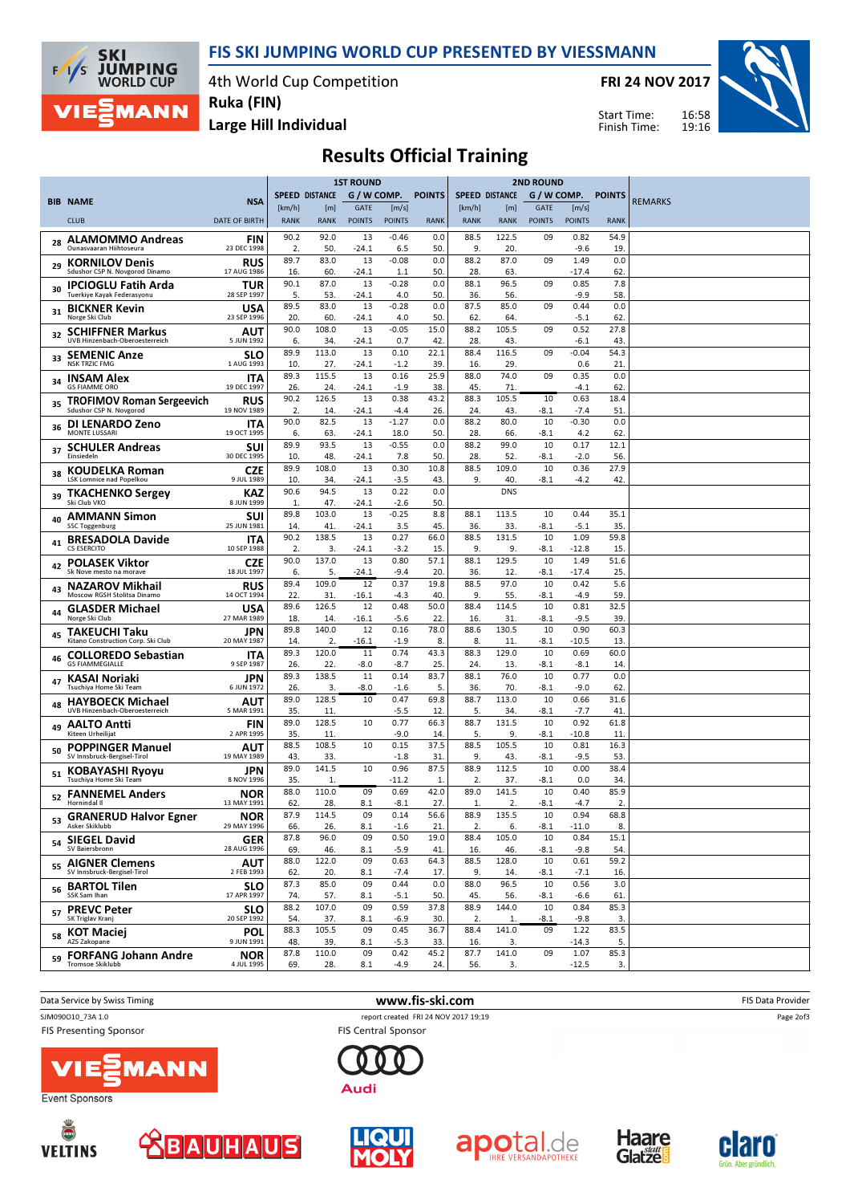# FIS SKI JUMPING WORLD CUP PRESENTED BY VIESSMANN

4th World Cup Competition
Ruka (FIN)
Large Hill Individual

FRI 24 NOV 2017

Start Time: 16:58
Finish Time: 19:16

## Results Official Training

| BIB | NAME / CLUB | NSA / DATE OF BIRTH | 1ST ROUND SPEED [km/h] / RANK | DISTANCE [m] / RANK | G/W COMP. GATE / POINTS | [m/s] / POINTS | POINTS / RANK | 2ND ROUND SPEED [km/h] / RANK | DISTANCE [m] / RANK | G/W COMP. GATE / POINTS | [m/s] / POINTS | POINTS / RANK | REMARKS |
|---|---|---|---|---|---|---|---|---|---|---|---|---|---|
| 28 | ALAMOMMO Andreas<br>Ounasvaaran Hiihtoseura | FIN<br>23 DEC 1998 | 90.2<br>2. | 92.0<br>50. | 13<br>-24.1 | -0.46<br>6.5 | 0.0<br>50. | 88.5<br>9. | 122.5<br>20. | 09 | 0.82<br>-9.6 | 54.9<br>19. | |
| 29 | KORNILOV Denis<br>Sdushor CSP N. Novgorod Dinamo | RUS<br>17 AUG 1986 | 89.7<br>16. | 83.0<br>60. | 13<br>-24.1 | -0.08<br>1.1 | 0.0<br>50. | 88.2<br>28. | 87.0<br>63. | 09 | 1.49<br>-17.4 | 0.0<br>62. | |
| 30 | IPCIOGLU Fatih Arda<br>Tuerkiye Kayak Federasyonu | TUR<br>28 SEP 1997 | 90.1<br>5. | 87.0<br>53. | 13<br>-24.1 | -0.28<br>4.0 | 0.0<br>50. | 88.1<br>36. | 96.5<br>56. | 09 | 0.85<br>-9.9 | 7.8<br>58. | |
| 31 | BICKNER Kevin<br>Norge Ski Club | USA<br>23 SEP 1996 | 89.5<br>20. | 83.0<br>60. | 13<br>-24.1 | -0.28<br>4.0 | 0.0<br>50. | 87.5<br>62. | 85.0<br>64. | 09 | 0.44<br>-5.1 | 0.0<br>62. | |
| 32 | SCHIFFNER Markus<br>UVB Hinzenbach-Oberoesterreich | AUT<br>5 JUN 1992 | 90.0<br>6. | 108.0<br>34. | 13<br>-24.1 | -0.05<br>0.7 | 15.0<br>42. | 88.2<br>28. | 105.5<br>43. | 09 | 0.52<br>-6.1 | 27.8<br>43. | |
| 33 | SEMENIC Anze<br>NSK TRZIC FMG | SLO<br>1 AUG 1993 | 89.9<br>10. | 113.0<br>27. | 13<br>-24.1 | 0.10<br>-1.2 | 22.1<br>39. | 88.4<br>16. | 116.5<br>29. | 09 | -0.04<br>0.6 | 54.3<br>21. | |
| 34 | INSAM Alex<br>GS FIAMME ORO | ITA<br>19 DEC 1997 | 89.3<br>26. | 115.5<br>24. | 13<br>-24.1 | 0.16<br>-1.9 | 25.9<br>38. | 88.0<br>45. | 74.0<br>71. | 09 | 0.35<br>-4.1 | 0.0<br>62. | |
| 35 | TROFIMOV Roman Sergeevich<br>Sdushor CSP N. Novgorod | RUS<br>19 NOV 1989 | 90.2<br>2. | 126.5<br>14. | 13<br>-24.1 | 0.38<br>-4.4 | 43.2<br>26. | 88.3<br>24. | 105.5<br>43. | 10<br>-8.1 | 0.63<br>-7.4 | 18.4<br>51. | |
| 36 | DI LENARDO Zeno<br>MONTE LUSSARI | ITA<br>19 OCT 1995 | 90.0<br>6. | 82.5<br>63. | 13<br>-24.1 | -1.27<br>18.0 | 0.0<br>50. | 88.2<br>28. | 80.0<br>66. | 10<br>-8.1 | -0.30<br>4.2 | 0.0<br>62. | |
| 37 | SCHULER Andreas<br>Einsiedeln | SUI<br>30 DEC 1995 | 89.9<br>10. | 93.5<br>48. | 13<br>-24.1 | -0.55<br>7.8 | 0.0<br>50. | 88.2<br>28. | 99.0<br>52. | 10<br>-8.1 | 0.17<br>-2.0 | 12.1<br>56. | |
| 38 | KOUDELKA Roman<br>LSK Lomnice nad Popelkou | CZE<br>9 JUL 1989 | 89.9<br>10. | 108.0<br>34. | 13<br>-24.1 | 0.30<br>-3.5 | 10.8<br>43. | 88.5<br>9. | 109.0<br>40. | 10<br>-8.1 | 0.36<br>-4.2 | 27.9<br>42. | |
| 39 | TKACHENKO Sergey<br>Ski Club VKO | KAZ<br>8 JUN 1999 | 90.6<br>1. | 94.5<br>47. | 13<br>-24.1 | 0.22<br>-2.6 | 0.0<br>50. | | DNS | | | | |
| 40 | AMMANN Simon<br>SSC Toggenburg | SUI<br>25 JUN 1981 | 89.8<br>14. | 103.0<br>41. | 13<br>-24.1 | -0.25<br>3.5 | 8.8<br>45. | 88.1<br>36. | 113.5<br>33. | 10<br>-8.1 | 0.44<br>-5.1 | 35.1<br>35. | |
| 41 | BRESADOLA Davide<br>CS ESERCITO | ITA<br>10 SEP 1988 | 90.2<br>2. | 138.5<br>3. | 13<br>-24.1 | 0.27<br>-3.2 | 66.0<br>15. | 88.5<br>9. | 131.5<br>9. | 10<br>-8.1 | 1.09<br>-12.8 | 59.8<br>15. | |
| 42 | POLASEK Viktor<br>Sk Nove mesto na morave | CZE<br>18 JUL 1997 | 90.0<br>6. | 137.0<br>5. | 13<br>-24.1 | 0.80<br>-9.4 | 57.1<br>20. | 88.1<br>36. | 129.5<br>12. | 10<br>-8.1 | 1.49<br>-17.4 | 51.6<br>25. | |
| 43 | NAZAROV Mikhail<br>Moscow RGSH Stolitsa Dinamo | RUS<br>14 OCT 1994 | 89.4<br>22. | 109.0<br>31. | 12<br>-16.1 | 0.37<br>-4.3 | 19.8<br>40. | 88.5<br>9. | 97.0<br>55. | 10<br>-8.1 | 0.42<br>-4.9 | 5.6<br>59. | |
| 44 | GLASDER Michael<br>Norge Ski Club | USA<br>27 MAR 1989 | 89.6<br>18. | 126.5<br>14. | 12<br>-16.1 | 0.48<br>-5.6 | 50.0<br>22. | 88.4<br>16. | 114.5<br>31. | 10<br>-8.1 | 0.81<br>-9.5 | 32.5<br>39. | |
| 45 | TAKEUCHI Taku<br>Kitano Construction Corp. Ski Club | JPN<br>20 MAY 1987 | 89.8<br>14. | 140.0<br>2. | 12<br>-16.1 | 0.16<br>-1.9 | 78.0<br>8. | 88.6<br>8. | 130.5<br>11. | 10<br>-8.1 | 0.90<br>-10.5 | 60.3<br>13. | |
| 46 | COLLOREDO Sebastian<br>GS FIAMMEGIALLE | ITA<br>9 SEP 1987 | 89.3<br>26. | 120.0<br>22. | 11<br>-8.0 | 0.74<br>-8.7 | 43.3<br>25. | 88.3<br>24. | 129.0<br>13. | 10<br>-8.1 | 0.69<br>-8.1 | 60.0<br>14. | |
| 47 | KASAI Noriaki<br>Tsuchiya Home Ski Team | JPN<br>6 JUN 1972 | 89.3<br>26. | 138.5<br>3. | 11<br>-8.0 | 0.14<br>-1.6 | 83.7<br>5. | 88.1<br>36. | 76.0<br>70. | 10<br>-8.1 | 0.77<br>-9.0 | 0.0<br>62. | |
| 48 | HAYBOECK Michael<br>UVB Hinzenbach-Oberoesterreich | AUT<br>5 MAR 1991 | 89.0<br>35. | 128.5<br>11. | 10 | 0.47<br>-5.5 | 69.8<br>12. | 88.7<br>5. | 113.0<br>34. | 10<br>-8.1 | 0.66<br>-7.7 | 31.6<br>41. | |
| 49 | AALTO Antti<br>Kiteen Urheilijat | FIN<br>2 APR 1995 | 89.0<br>35. | 128.5<br>11. | 10 | 0.77<br>-9.0 | 66.3<br>14. | 88.7<br>5. | 131.5<br>9. | 10<br>-8.1 | 0.92<br>-10.8 | 61.8<br>11. | |
| 50 | POPPINGER Manuel<br>SV Innsbruck-Bergisel-Tirol | AUT<br>19 MAY 1989 | 88.5<br>43. | 108.5<br>33. | 10 | 0.15<br>-1.8 | 37.5<br>31. | 88.5<br>9. | 105.5<br>43. | 10<br>-8.1 | 0.81<br>-9.5 | 16.3<br>53. | |
| 51 | KOBAYASHI Ryoyu<br>Tsuchiya Home Ski Team | JPN<br>8 NOV 1996 | 89.0<br>35. | 141.5<br>1. | 10 | 0.96<br>-11.2 | 87.5<br>1. | 88.9<br>2. | 112.5<br>37. | 10<br>-8.1 | 0.00<br>0.0 | 38.4<br>34. | |
| 52 | FANNEMEL Anders<br>Hornindal Il | NOR<br>13 MAY 1991 | 88.0<br>62. | 110.0<br>28. | 09<br>8.1 | 0.69<br>-8.1 | 42.0<br>27. | 89.0<br>1. | 141.5<br>2. | 10<br>-8.1 | 0.40<br>-4.7 | 85.9<br>2. | |
| 53 | GRANERUD Halvor Egner<br>Asker Skiklubb | NOR<br>29 MAY 1996 | 87.9<br>66. | 114.5<br>26. | 09<br>8.1 | 0.14<br>-1.6 | 56.6<br>21. | 88.9<br>2. | 135.5<br>6. | 10<br>-8.1 | 0.94<br>-11.0 | 68.8<br>8. | |
| 54 | SIEGEL David<br>SV Baiersbronn | GER<br>28 AUG 1996 | 87.8<br>69. | 96.0<br>46. | 09<br>8.1 | 0.50<br>-5.9 | 19.0<br>41. | 88.4<br>16. | 105.0<br>46. | 10<br>-8.1 | 0.84<br>-9.8 | 15.1<br>54. | |
| 55 | AIGNER Clemens<br>SV Innsbruck-Bergisel-Tirol | AUT<br>2 FEB 1993 | 88.0<br>62. | 122.0<br>20. | 09<br>8.1 | 0.63<br>-7.4 | 64.3<br>17. | 88.5<br>9. | 128.0<br>14. | 10<br>-8.1 | 0.61<br>-7.1 | 59.2<br>16. | |
| 56 | BARTOL Tilen<br>SSK Sam Ihan | SLO<br>17 APR 1997 | 87.3<br>74. | 85.0<br>57. | 09<br>8.1 | 0.44<br>-5.1 | 0.0<br>50. | 88.0<br>45. | 96.5<br>56. | 10<br>-8.1 | 0.56<br>-6.6 | 3.0<br>61. | |
| 57 | PREVC Peter<br>SK Triglav Kranj | SLO<br>20 SEP 1992 | 88.2<br>54. | 107.0<br>37. | 09<br>8.1 | 0.59<br>-6.9 | 37.8<br>30. | 88.9<br>2. | 144.0<br>1. | 10<br>-8.1 | 0.84<br>-9.8 | 85.3<br>3. | |
| 58 | KOT Maciej<br>AZS Zakopane | POL<br>9 JUN 1991 | 88.3<br>48. | 105.5<br>39. | 09<br>8.1 | 0.45<br>-5.3 | 36.7<br>33. | 88.4<br>16. | 141.0<br>3. | 09 | 1.22<br>-14.3 | 83.5<br>5. | |
| 59 | FORFANG Johann Andre<br>Tromsoe Skiklubb | NOR<br>4 JUL 1995 | 87.8<br>69. | 110.0<br>28. | 09<br>8.1 | 0.42<br>-4.9 | 45.2<br>24. | 87.7<br>56. | 141.0<br>3. | 09 | 1.07<br>-12.5 | 85.3<br>3. | |

Data Service by Swiss Timing — www.fis-ski.com — FIS Data Provider

SJM090O10_73A 1.0 — report created FRI 24 NOV 2017 19:19

FIS Presenting Sponsor: VIESSMANN — FIS Central Sponsor: Audi

Event Sponsors: VELTINS, BAUHAUS, LIQUI MOLY, apotal.de, Haare statt Glatze, claro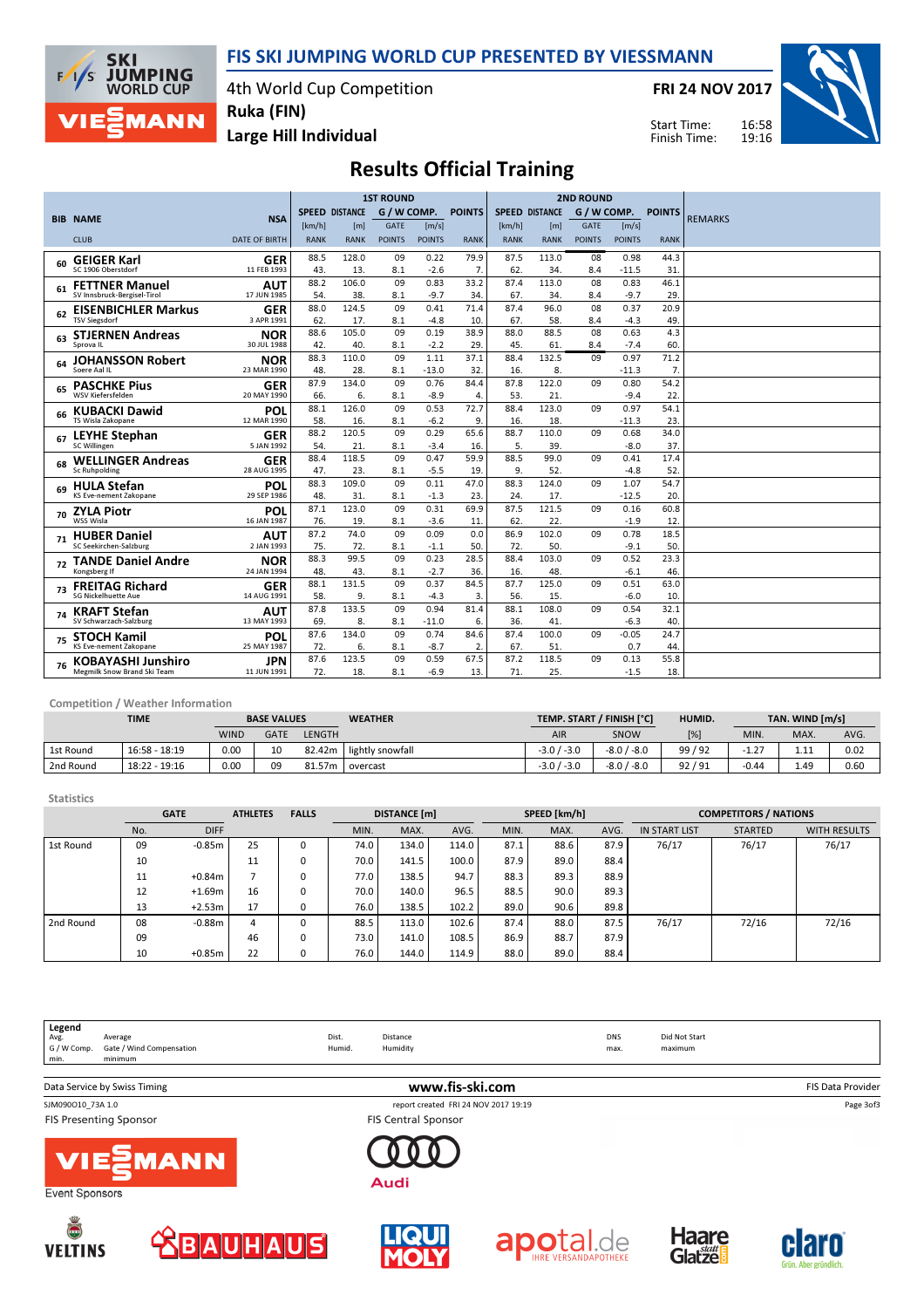# FIS SKI JUMPING WORLD CUP PRESENTED BY VIESSMANN

4th World Cup Competition
Ruka (FIN)
Large Hill Individual

FRI 24 NOV 2017

Start Time: 16:58
Finish Time: 19:16

## Results Official Training

| BIB | NAME / CLUB | NSA / DATE OF BIRTH | 1st Round SPEED [km/h] / RANK | DISTANCE [m] / RANK | GATE / POINTS | [m/s] / POINTS | POINTS / RANK | 2nd Round SPEED [km/h] / RANK | DISTANCE [m] / RANK | GATE / POINTS | [m/s] / POINTS | POINTS / RANK | REMARKS |
|---|---|---|---|---|---|---|---|---|---|---|---|---|---|
| 60 | GEIGER Karl / SC 1906 Oberstdorf | GER / 11 FEB 1993 | 88.5 / 43. | 128.0 / 13. | 09 / 8.1 | 0.22 / -2.6 | 79.9 / 7. | 87.5 / 62. | 113.0 / 34. | 08 / 8.4 | 0.98 / -11.5 | 44.3 / 31. | |
| 61 | FETTNER Manuel / SV Innsbruck-Bergisel-Tirol | AUT / 17 JUN 1985 | 88.2 / 54. | 106.0 / 38. | 09 / 8.1 | 0.83 / -9.7 | 33.2 / 34. | 87.4 / 67. | 113.0 / 34. | 08 / 8.4 | 0.83 / -9.7 | 46.1 / 29. | |
| 62 | EISENBICHLER Markus / TSV Siegsdorf | GER / 3 APR 1991 | 88.0 / 62. | 124.5 / 17. | 09 / 8.1 | 0.41 / -4.8 | 71.4 / 10. | 87.4 / 67. | 96.0 / 58. | 08 / 8.4 | 0.37 / -4.3 | 20.9 / 49. | |
| 63 | STJERNEN Andreas / Sprova IL | NOR / 30 JUL 1988 | 88.6 / 42. | 105.0 / 40. | 09 / 8.1 | 0.19 / -2.2 | 38.9 / 29. | 88.0 / 45. | 88.5 / 61. | 08 / 8.4 | 0.63 / -7.4 | 4.3 / 60. | |
| 64 | JOHANSSON Robert / Soere Aal IL | NOR / 23 MAR 1990 | 88.3 / 48. | 110.0 / 28. | 09 / 8.1 | 1.11 / -13.0 | 37.1 / 32. | 88.4 / 16. | 132.5 / 8. | 09 | 0.97 / -11.3 | 71.2 / 7. | |
| 65 | PASCHKE Pius / WSV Kiefersfelden | GER / 20 MAY 1990 | 87.9 / 66. | 134.0 / 6. | 09 / 8.1 | 0.76 / -8.9 | 84.4 / 4. | 87.8 / 53. | 122.0 / 21. | 09 | 0.80 / -9.4 | 54.2 / 22. | |
| 66 | KUBACKI Dawid / TS Wisla Zakopane | POL / 12 MAR 1990 | 88.1 / 58. | 126.0 / 16. | 09 / 8.1 | 0.53 / -6.2 | 72.7 / 9. | 88.4 / 16. | 123.0 / 18. | 09 | 0.97 / -11.3 | 54.1 / 23. | |
| 67 | LEYHE Stephan / SC Willingen | GER / 5 JAN 1992 | 88.2 / 54. | 120.5 / 21. | 09 / 8.1 | 0.29 / -3.4 | 65.6 / 16. | 88.7 / 5. | 110.0 / 39. | 09 | 0.68 / -8.0 | 34.0 / 37. | |
| 68 | WELLINGER Andreas / Sc Ruhpolding | GER / 28 AUG 1995 | 88.4 / 47. | 118.5 / 23. | 09 / 8.1 | 0.47 / -5.5 | 59.9 / 19. | 88.5 / 9. | 99.0 / 52. | 09 | 0.41 / -4.8 | 17.4 / 52. | |
| 69 | HULA Stefan / KS Eve-nement Zakopane | POL / 29 SEP 1986 | 88.3 / 48. | 109.0 / 31. | 09 / 8.1 | 0.11 / -1.3 | 47.0 / 23. | 88.3 / 24. | 124.0 / 17. | 09 | 1.07 / -12.5 | 54.7 / 20. | |
| 70 | ZYLA Piotr / WSS Wisla | POL / 16 JAN 1987 | 87.1 / 76. | 123.0 / 19. | 09 / 8.1 | 0.31 / -3.6 | 69.9 / 11. | 87.5 / 62. | 121.5 / 22. | 09 | 0.16 / -1.9 | 60.8 / 12. | |
| 71 | HUBER Daniel / SC Seekirchen-Salzburg | AUT / 2 JAN 1993 | 87.2 / 75. | 74.0 / 72. | 09 / 8.1 | 0.09 / -1.1 | 0.0 / 50. | 86.9 / 72. | 102.0 / 50. | 09 | 0.78 / -9.1 | 18.5 / 50. | |
| 72 | TANDE Daniel Andre / Kongsberg If | NOR / 24 JAN 1994 | 88.3 / 48. | 99.5 / 43. | 09 / 8.1 | 0.23 / -2.7 | 28.5 / 36. | 88.4 / 16. | 103.0 / 48. | 09 | 0.52 / -6.1 | 23.3 / 46. | |
| 73 | FREITAG Richard / SG Nickelhuette Aue | GER / 14 AUG 1991 | 88.1 / 58. | 131.5 / 9. | 09 / 8.1 | 0.37 / -4.3 | 84.5 / 3. | 87.7 / 56. | 125.0 / 15. | 09 | 0.51 / -6.0 | 63.0 / 10. | |
| 74 | KRAFT Stefan / SV Schwarzach-Salzburg | AUT / 13 MAY 1993 | 87.8 / 69. | 133.5 / 8. | 09 / 8.1 | 0.94 / -11.0 | 81.4 / 6. | 88.1 / 36. | 108.0 / 41. | 09 | 0.54 / -6.3 | 32.1 / 40. | |
| 75 | STOCH Kamil / KS Eve-nement Zakopane | POL / 25 MAY 1987 | 87.6 / 72. | 134.0 / 6. | 09 / 8.1 | 0.74 / -8.7 | 84.6 / 2. | 87.4 / 67. | 100.0 / 51. | 09 | -0.05 / 0.7 | 24.7 / 44. | |
| 76 | KOBAYASHI Junshiro / Megmilk Snow Brand Ski Team | JPN / 11 JUN 1991 | 87.6 / 72. | 123.5 / 18. | 09 / 8.1 | 0.59 / -6.9 | 67.5 / 13. | 87.2 / 71. | 118.5 / 25. | 09 | 0.13 / -1.5 | 55.8 / 18. | |

### Competition / Weather Information

| | TIME | BASE VALUES WIND | GATE | LENGTH | WEATHER | TEMP. START / FINISH [°C] AIR | SNOW | HUMID. [%] | TAN. WIND [m/s] MIN. | MAX. | AVG. |
|---|---|---|---|---|---|---|---|---|---|---|---|
| 1st Round | 16:58 - 18:19 | 0.00 | 10 | 82.42m | lightly snowfall | -3.0 / -3.0 | -8.0 / -8.0 | 99 / 92 | -1.27 | 1.11 | 0.02 |
| 2nd Round | 18:22 - 19:16 | 0.00 | 09 | 81.57m | overcast | -3.0 / -3.0 | -8.0 / -8.0 | 92 / 91 | -0.44 | 1.49 | 0.60 |

### Statistics

| | GATE No. | DIFF | ATHLETES | FALLS | DISTANCE [m] MIN. | MAX. | AVG. | SPEED [km/h] MIN. | MAX. | AVG. | IN START LIST | STARTED | WITH RESULTS |
|---|---|---|---|---|---|---|---|---|---|---|---|---|---|
| 1st Round | 09 | -0.85m | 25 | 0 | 74.0 | 134.0 | 114.0 | 87.1 | 88.6 | 87.9 | 76/17 | 76/17 | 76/17 |
| | 10 | | 11 | 0 | 70.0 | 141.5 | 100.0 | 87.9 | 89.0 | 88.4 | | | |
| | 11 | +0.84m | 7 | 0 | 77.0 | 138.5 | 94.7 | 88.3 | 89.3 | 88.9 | | | |
| | 12 | +1.69m | 16 | 0 | 70.0 | 140.0 | 96.5 | 88.5 | 90.0 | 89.3 | | | |
| | 13 | +2.53m | 17 | 0 | 76.0 | 138.5 | 102.2 | 89.0 | 90.6 | 89.8 | | | |
| 2nd Round | 08 | -0.88m | 4 | 0 | 88.5 | 113.0 | 102.6 | 87.4 | 88.0 | 87.5 | 76/17 | 72/16 | 72/16 |
| | 09 | | 46 | 0 | 73.0 | 141.0 | 108.5 | 86.9 | 88.7 | 87.9 | | | |
| | 10 | +0.85m | 22 | 0 | 76.0 | 144.0 | 114.9 | 88.0 | 89.0 | 88.4 | | | |

**Legend**
Avg. Average; G / W Comp. Gate / Wind Compensation; min. minimum; Dist. Distance; Humid. Humidity; DNS Did Not Start; max. maximum

Data Service by Swiss Timing — www.fis-ski.com — FIS Data Provider
SJM090O10_73A 1.0 — report created FRI 24 NOV 2017 19:19

FIS Presenting Sponsor — FIS Central Sponsor — Event Sponsors